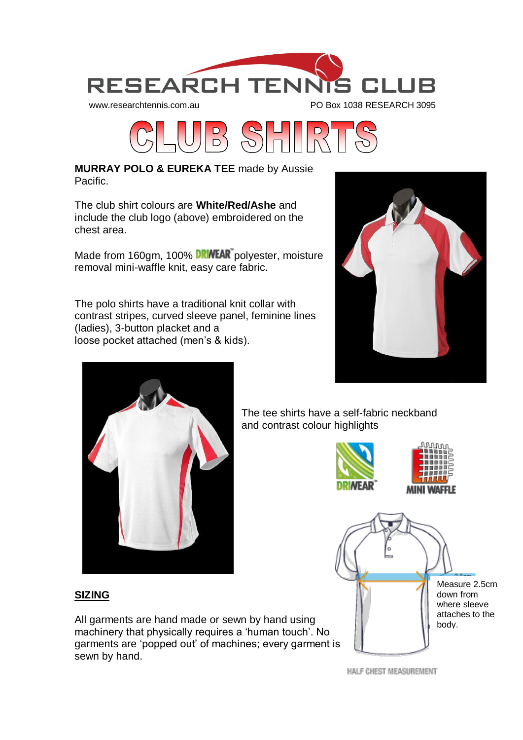# RESEARCH TENNIS CLUB

www.researchtennis.com.au PO Box 1038 RESEARCH 3095

# CLUB SHIRTS

**MURRAY POLO & EUREKA TEE** made by Aussie Pacific.

The club shirt colours are **White/Red/Ashe** and include the club logo (above) embroidered on the chest area.

Made from 160gm, 100% DRIWEAR™ polyester, moisture removal mini-waffle knit, easy care fabric.

The polo shirts have a traditional knit collar with contrast stripes, curved sleeve panel, feminine lines (ladies), 3-button placket and a loose pocket attached (men's & kids).

The tee shirts have a self-fabric neckband and contrast colour highlights

DRIWEAR™

MINI WAFFLE

Measure 2.5cm down from where sleeve attaches to the body.

HALF CHEST MEASUREMENT

## SIZING

All garments are hand made or sewn by hand using machinery that physically requires a 'human touch'. No garments are 'popped out' of machines; every garment is sewn by hand.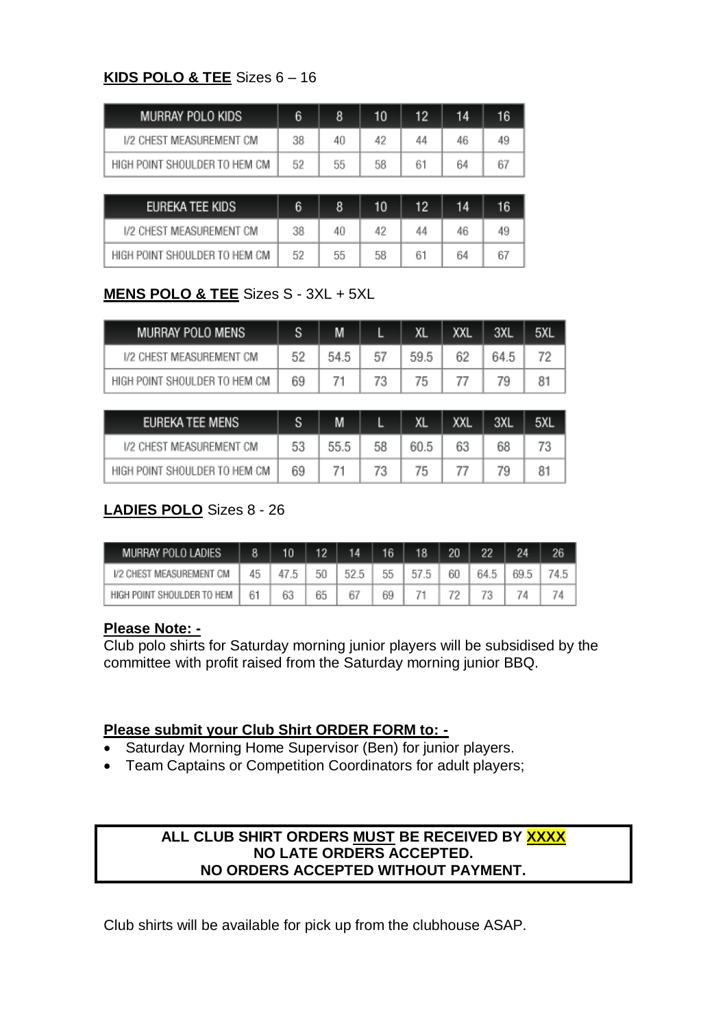**KIDS POLO & TEE** Sizes 6 – 16

| MURRAY POLO KIDS | 6 | 8 | 10 | 12 | 14 | 16 |
|---|---|---|---|---|---|---|
| 1/2 CHEST MEASUREMENT CM | 38 | 40 | 42 | 44 | 46 | 49 |
| HIGH POINT SHOULDER TO HEM CM | 52 | 55 | 58 | 61 | 64 | 67 |

| EUREKA TEE KIDS | 6 | 8 | 10 | 12 | 14 | 16 |
|---|---|---|---|---|---|---|
| 1/2 CHEST MEASUREMENT CM | 38 | 40 | 42 | 44 | 46 | 49 |
| HIGH POINT SHOULDER TO HEM CM | 52 | 55 | 58 | 61 | 64 | 67 |

**MENS POLO & TEE** Sizes S - 3XL + 5XL

| MURRAY POLO MENS | S | M | L | XL | XXL | 3XL | 5XL |
|---|---|---|---|---|---|---|---|
| 1/2 CHEST MEASUREMENT CM | 52 | 54.5 | 57 | 59.5 | 62 | 64.5 | 72 |
| HIGH POINT SHOULDER TO HEM CM | 69 | 71 | 73 | 75 | 77 | 79 | 81 |

| EUREKA TEE MENS | S | M | L | XL | XXL | 3XL | 5XL |
|---|---|---|---|---|---|---|---|
| 1/2 CHEST MEASUREMENT CM | 53 | 55.5 | 58 | 60.5 | 63 | 68 | 73 |
| HIGH POINT SHOULDER TO HEM CM | 69 | 71 | 73 | 75 | 77 | 79 | 81 |

**LADIES POLO** Sizes 8 - 26

| MURRAY POLO LADIES | 8 | 10 | 12 | 14 | 16 | 18 | 20 | 22 | 24 | 26 |
|---|---|---|---|---|---|---|---|---|---|---|
| 1/2 CHEST MEASUREMENT CM | 45 | 47.5 | 50 | 52.5 | 55 | 57.5 | 60 | 64.5 | 69.5 | 74.5 |
| HIGH POINT SHOULDER TO HEM | 61 | 63 | 65 | 67 | 69 | 71 | 72 | 73 | 74 | 74 |

**Please Note: -**

Club polo shirts for Saturday morning junior players will be subsidised by the committee with profit raised from the Saturday morning junior BBQ.

**Please submit your Club Shirt ORDER FORM to: -**

- Saturday Morning Home Supervisor (Ben) for junior players.
- Team Captains or Competition Coordinators for adult players;

**ALL CLUB SHIRT ORDERS MUST BE RECEIVED BY XXXX**
**NO LATE ORDERS ACCEPTED.**
**NO ORDERS ACCEPTED WITHOUT PAYMENT.**

Club shirts will be available for pick up from the clubhouse ASAP.